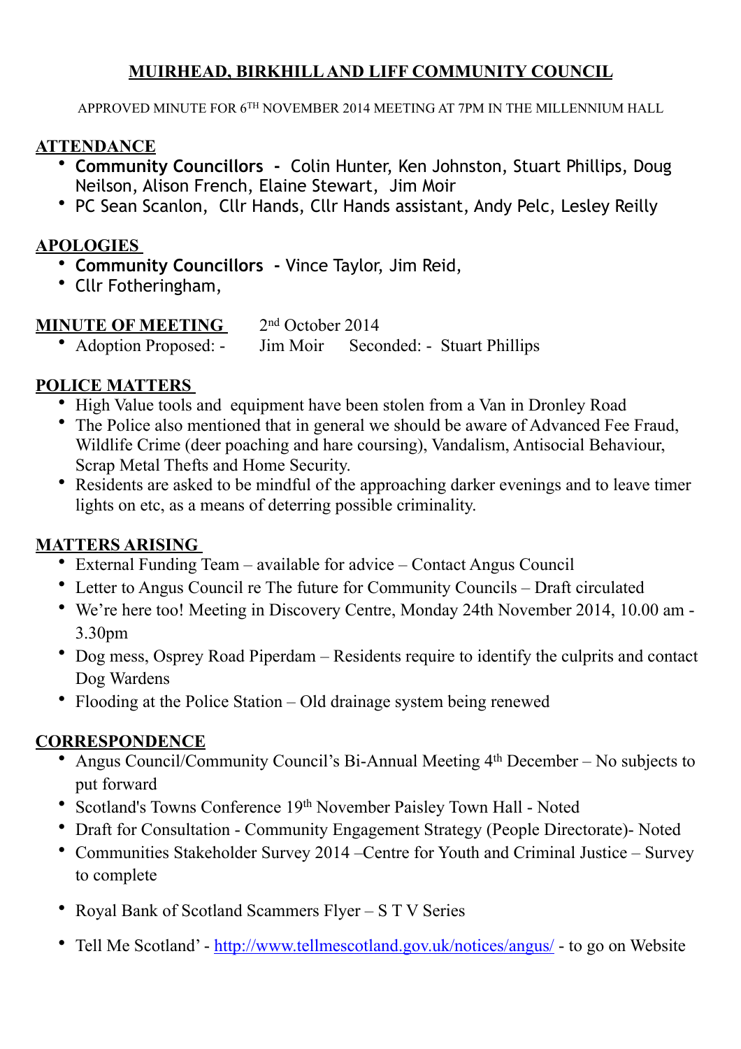# MUIRHEAD, BIRKHILL AND LIFF COMMUNITY COUNCIL

APPROVED MINUTE FOR 6TH NOVEMBER 2014 MEETING AT 7PM IN THE MILLENNIUM HALL

## ATTENDANCE

- **Community Councillors -** Colin Hunter, Ken Johnston, Stuart Phillips, Doug Neilson, Alison French, Elaine Stewart, Jim Moir
- PC Sean Scanlon, Cllr Hands, Cllr Hands assistant, Andy Pelc, Lesley Reilly

## APOLOGIES

- **Community Councillors -** Vince Taylor, Jim Reid,
- Cllr Fotheringham,

## MINUTE OF MEETING    2nd October 2014

- Adoption Proposed: - Jim Moir Seconded: - Stuart Phillips

## POLICE MATTERS

- High Value tools and equipment have been stolen from a Van in Dronley Road
- The Police also mentioned that in general we should be aware of Advanced Fee Fraud, Wildlife Crime (deer poaching and hare coursing), Vandalism, Antisocial Behaviour, Scrap Metal Thefts and Home Security.
- Residents are asked to be mindful of the approaching darker evenings and to leave timer lights on etc, as a means of deterring possible criminality.

## MATTERS ARISING

- External Funding Team – available for advice – Contact Angus Council
- Letter to Angus Council re The future for Community Councils – Draft circulated
- We're here too! Meeting in Discovery Centre, Monday 24th November 2014, 10.00 am - 3.30pm
- Dog mess, Osprey Road Piperdam – Residents require to identify the culprits and contact Dog Wardens
- Flooding at the Police Station – Old drainage system being renewed

## CORRESPONDENCE

- Angus Council/Community Council's Bi-Annual Meeting 4th December – No subjects to put forward
- Scotland's Towns Conference 19th November Paisley Town Hall - Noted
- Draft for Consultation - Community Engagement Strategy (People Directorate)- Noted
- Communities Stakeholder Survey 2014 –Centre for Youth and Criminal Justice – Survey to complete
- Royal Bank of Scotland Scammers Flyer – S T V Series
- Tell Me Scotland' - http://www.tellmescotland.gov.uk/notices/angus/ - to go on Website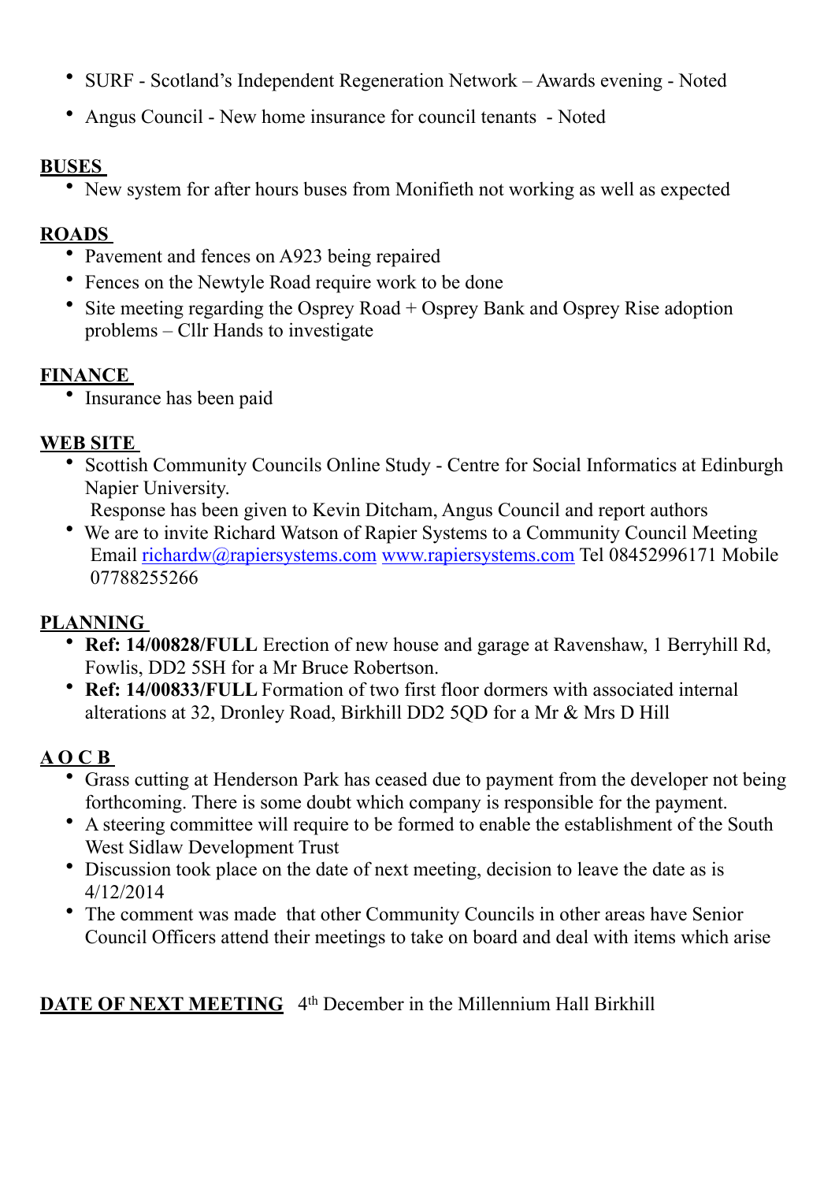- SURF - Scotland's Independent Regeneration Network – Awards evening - Noted
- Angus Council - New home insurance for council tenants - Noted

**BUSES**

- New system for after hours buses from Monifieth not working as well as expected

**ROADS**

- Pavement and fences on A923 being repaired
- Fences on the Newtyle Road require work to be done
- Site meeting regarding the Osprey Road + Osprey Bank and Osprey Rise adoption problems – Cllr Hands to investigate

**FINANCE**

- Insurance has been paid

**WEB SITE**

- Scottish Community Councils Online Study - Centre for Social Informatics at Edinburgh Napier University.
  Response has been given to Kevin Ditcham, Angus Council and report authors
- We are to invite Richard Watson of Rapier Systems to a Community Council Meeting
  Email richardw@rapiersystems.com www.rapiersystems.com Tel 08452996171 Mobile 07788255266

**PLANNING**

- **Ref: 14/00828/FULL** Erection of new house and garage at Ravenshaw, 1 Berryhill Rd, Fowlis, DD2 5SH for a Mr Bruce Robertson.
- **Ref: 14/00833/FULL** Formation of two first floor dormers with associated internal alterations at 32, Dronley Road, Birkhill DD2 5QD for a Mr & Mrs D Hill

**A O C B**

- Grass cutting at Henderson Park has ceased due to payment from the developer not being forthcoming. There is some doubt which company is responsible for the payment.
- A steering committee will require to be formed to enable the establishment of the South West Sidlaw Development Trust
- Discussion took place on the date of next meeting, decision to leave the date as is 4/12/2014
- The comment was made that other Community Councils in other areas have Senior Council Officers attend their meetings to take on board and deal with items which arise

**DATE OF NEXT MEETING** 4th December in the Millennium Hall Birkhill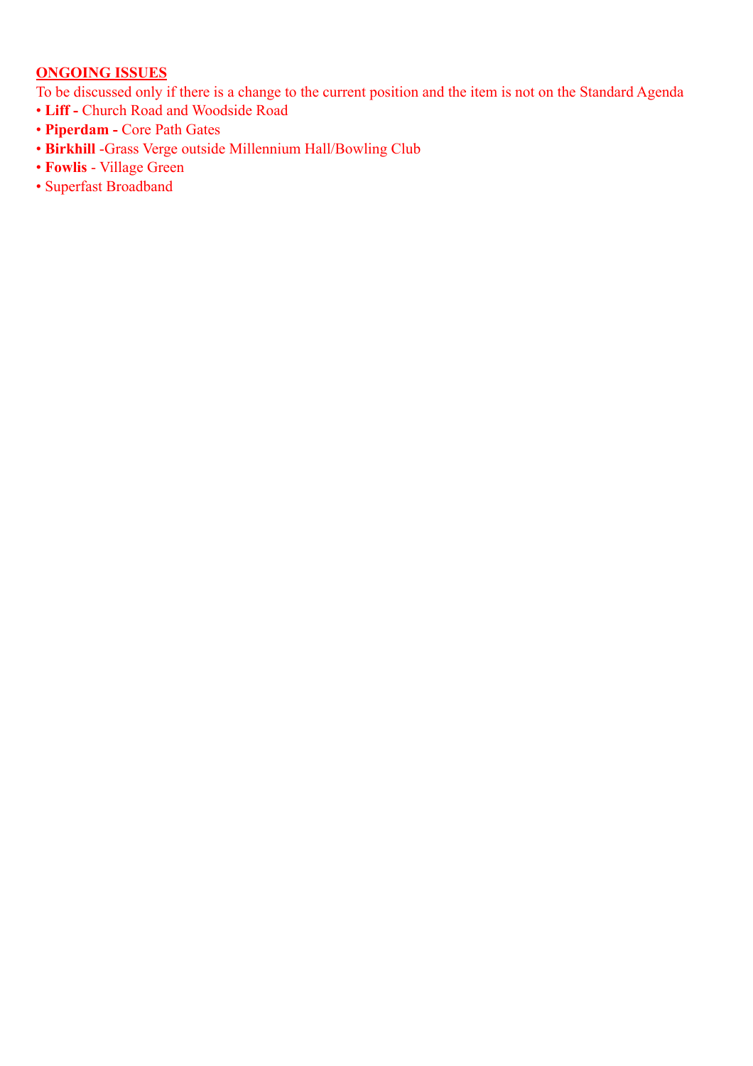**ONGOING ISSUES**

To be discussed only if there is a change to the current position and the item is not on the Standard Agenda

- **Liff -** Church Road and Woodside Road
- **Piperdam -** Core Path Gates
- **Birkhill** -Grass Verge outside Millennium Hall/Bowling Club
- **Fowlis** - Village Green
- Superfast Broadband